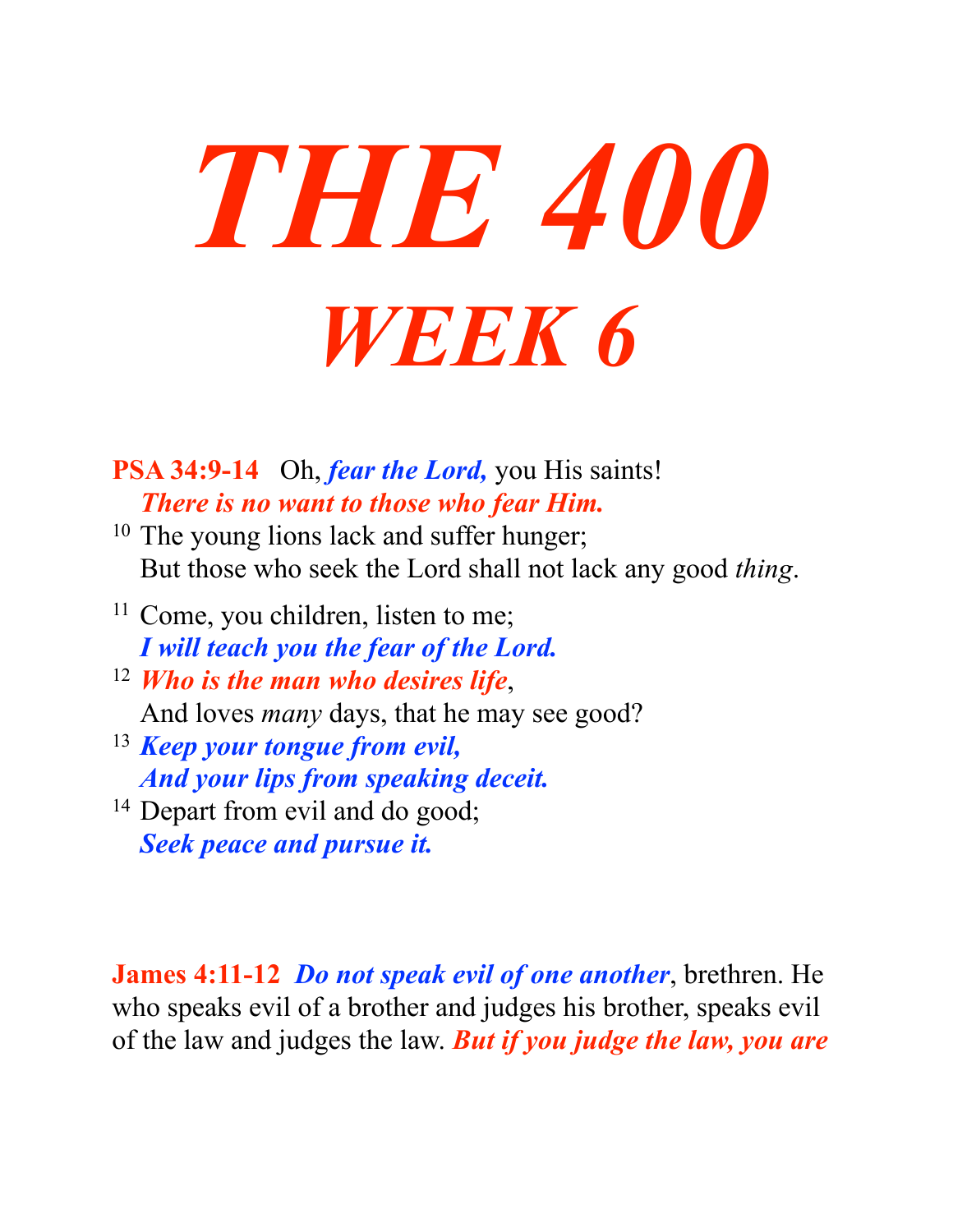# *THE 400*

# *WEEK 6*

**PSA 34:9-14** Oh, ***fear the Lord,*** you His saints!
***There is no want to those who fear Him.***
[10] The young lions lack and suffer hunger;
But those who seek the Lord shall not lack any good *thing*.

[11] Come, you children, listen to me;
***I will teach you the fear of the Lord.***
[12] ***Who is the man who desires life***,
And loves *many* days, that he may see good?
[13] ***Keep your tongue from evil,***
***And your lips from speaking deceit.***
[14] Depart from evil and do good;
***Seek peace and pursue it.***

**James 4:11-12** ***Do not speak evil of one another***, brethren. He who speaks evil of a brother and judges his brother, speaks evil of the law and judges the law. ***But if you judge the law, you are***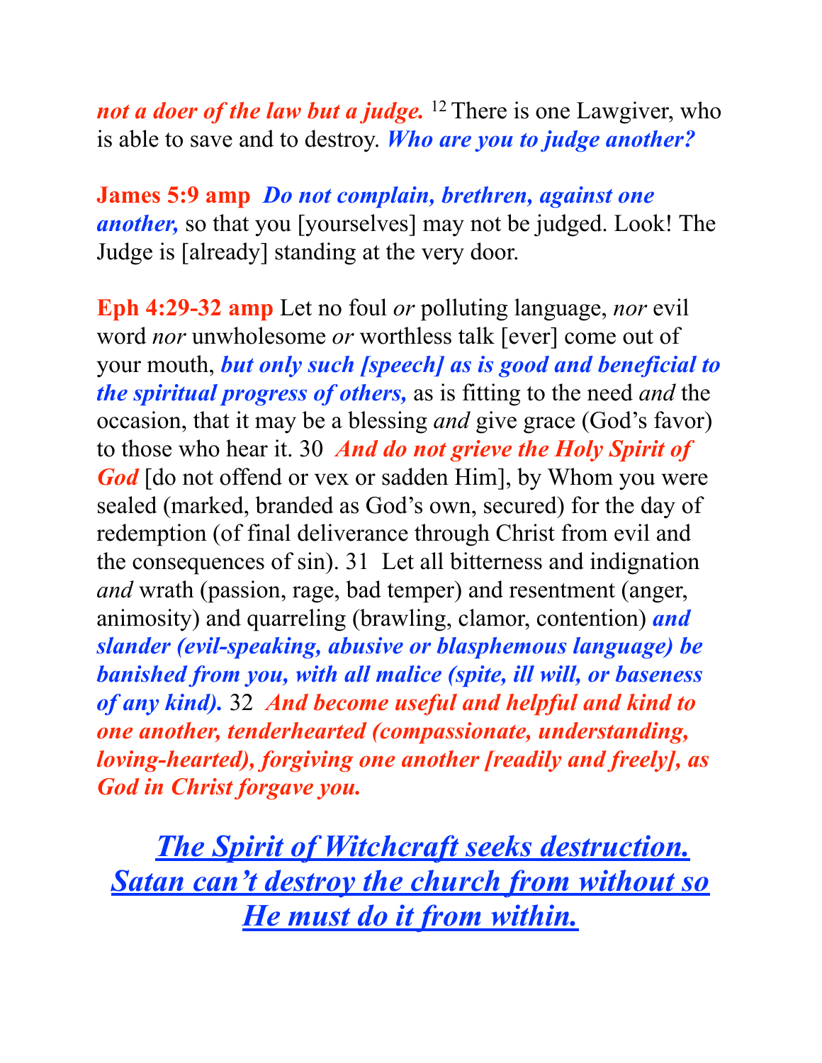***not a doer of the law but a judge.*** [12] There is one Lawgiver, who is able to save and to destroy. ***Who are you to judge another?***

**James 5:9 amp** ***Do not complain, brethren, against one another,*** so that you [yourselves] may not be judged. Look! The Judge is [already] standing at the very door.

**Eph 4:29-32 amp** Let no foul *or* polluting language, *nor* evil word *nor* unwholesome *or* worthless talk [ever] come out of your mouth, ***but only such [speech] as is good and beneficial to the spiritual progress of others,*** as is fitting to the need *and* the occasion, that it may be a blessing *and* give grace (God's favor) to those who hear it. 30 ***And do not grieve the Holy Spirit of God*** [do not offend or vex or sadden Him], by Whom you were sealed (marked, branded as God's own, secured) for the day of redemption (of final deliverance through Christ from evil and the consequences of sin). 31 Let all bitterness and indignation *and* wrath (passion, rage, bad temper) and resentment (anger, animosity) and quarreling (brawling, clamor, contention) ***and slander (evil-speaking, abusive or blasphemous language) be banished from you, with all malice (spite, ill will, or baseness of any kind).*** 32 ***And become useful and helpful and kind to one another, tenderhearted (compassionate, understanding, loving-hearted), forgiving one another [readily and freely], as God in Christ forgave you.***

***<u>The Spirit of Witchcraft seeks destruction. Satan can't destroy the church from without so He must do it from within.</u>***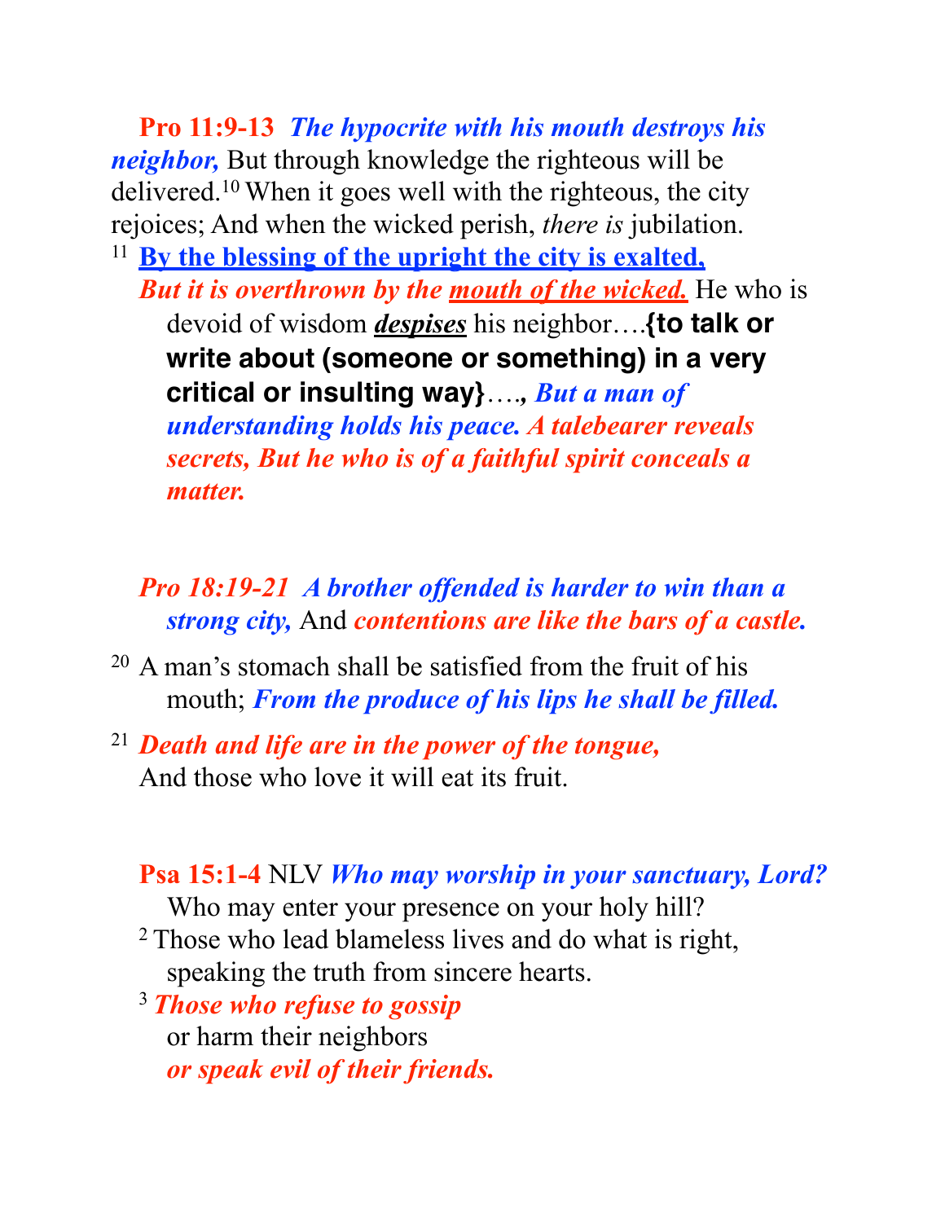**Pro 11:9-13** ***The hypocrite with his mouth destroys his neighbor,*** But through knowledge the righteous will be delivered.[10] When it goes well with the righteous, the city rejoices; And when the wicked perish, *there is* jubilation.

[11] **<u>By the blessing of the upright the city is exalted,</u>** ***But it is overthrown by the <u>mouth of the wicked.</u>*** He who is devoid of wisdom ***<u>despises</u>*** his neighbor….**{to talk or write about (someone or something) in a very critical or insulting way}**…., ***But a man of understanding holds his peace. A talebearer reveals secrets, But he who is of a faithful spirit conceals a matter.***

***Pro 18:19-21 A brother offended is harder to win than a strong city,*** And ***contentions are like the bars of a castle.***

[20] A man's stomach shall be satisfied from the fruit of his mouth; ***From the produce of his lips he shall be filled.***

[21] ***Death and life are in the power of the tongue,***
And those who love it will eat its fruit.

**Psa 15:1-4** NLV ***Who may worship in your sanctuary, Lord?***
Who may enter your presence on your holy hill?
[2] Those who lead blameless lives and do what is right,
speaking the truth from sincere hearts.
[3] ***Those who refuse to gossip***
or harm their neighbors
***or speak evil of their friends.***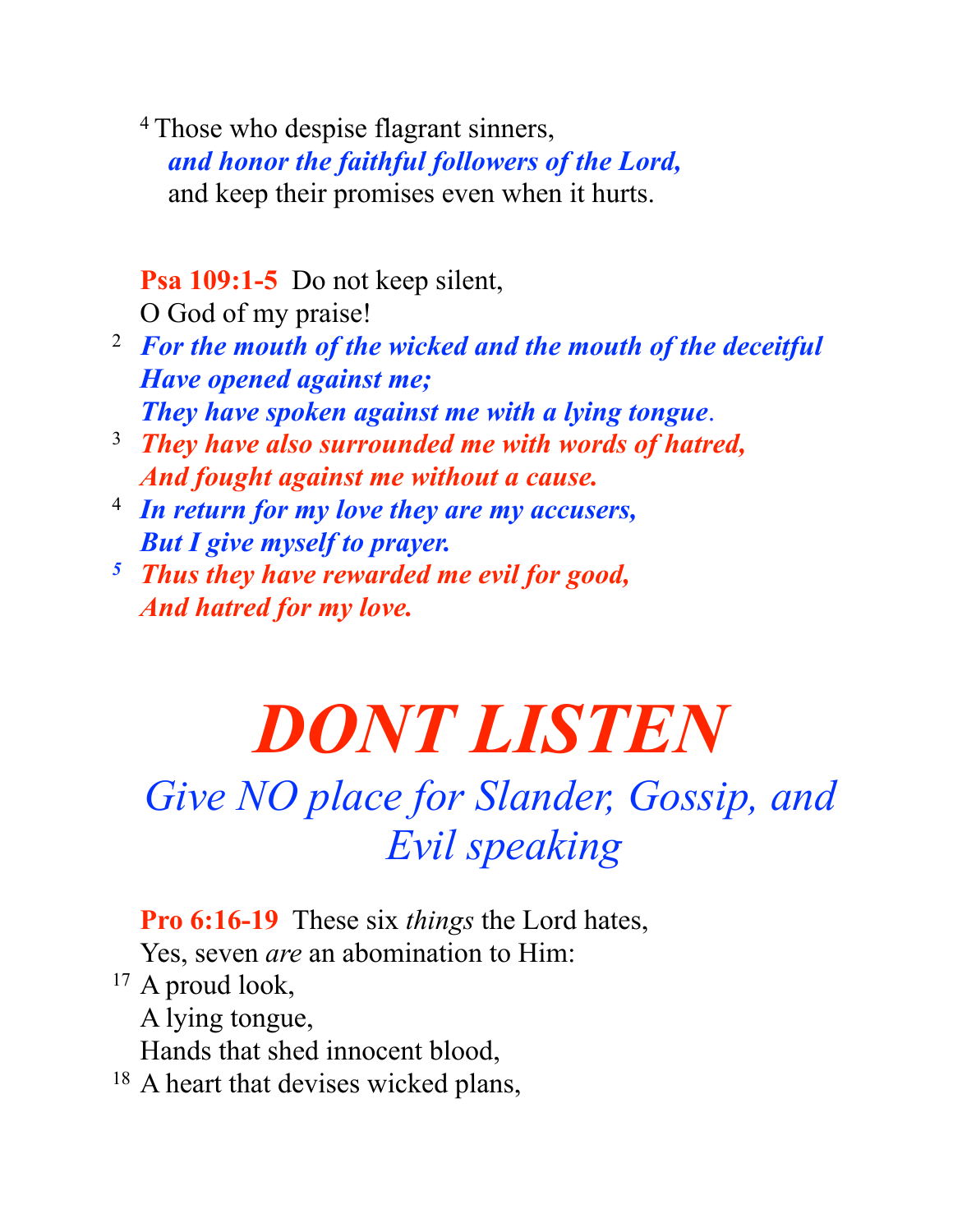[4] Those who despise flagrant sinners,
***and honor the faithful followers of the Lord,***
and keep their promises even when it hurts.

**Psa 109:1-5** Do not keep silent,
O God of my praise!
[2] ***For the mouth of the wicked and the mouth of the deceitful***
***Have opened against me;***
***They have spoken against me with a lying tongue***.
[3] ***They have also surrounded me with words of hatred,***
***And fought against me without a cause.***
[4] ***In return for my love they are my accusers,***
***But I give myself to prayer.***
[5] ***Thus they have rewarded me evil for good,***
***And hatred for my love.***

# *DONT LISTEN*

## *Give NO place for Slander, Gossip, and Evil speaking*

**Pro 6:16-19** These six *things* the Lord hates,
Yes, seven *are* an abomination to Him:
[17] A proud look,
A lying tongue,
Hands that shed innocent blood,
[18] A heart that devises wicked plans,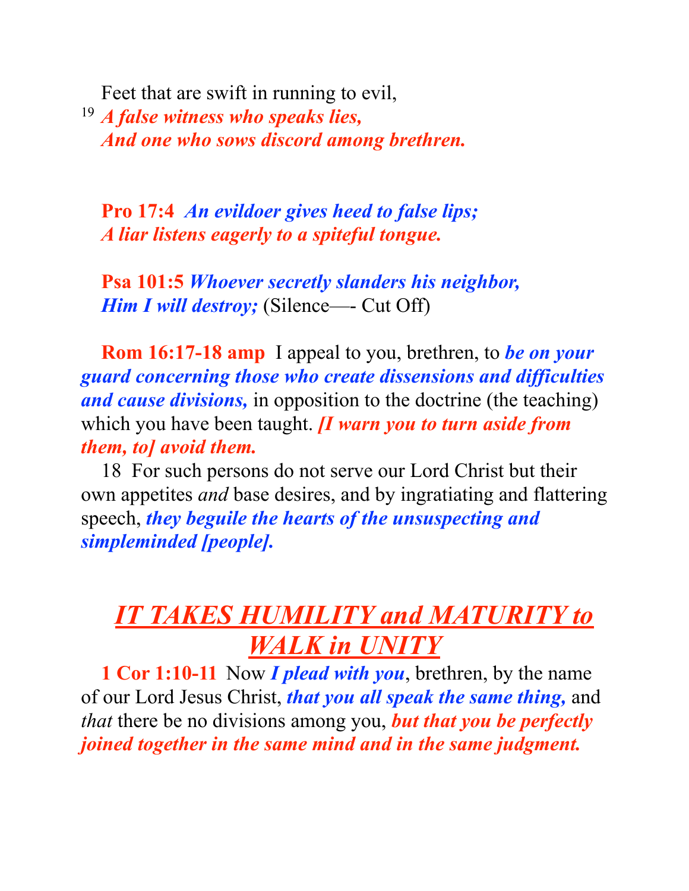Feet that are swift in running to evil,
[19] ***A false witness who speaks lies,***
***And one who sows discord among brethren.***

**Pro 17:4** ***An evildoer gives heed to false lips;***
***A liar listens eagerly to a spiteful tongue.***

**Psa 101:5** ***Whoever secretly slanders his neighbor,***
***Him I will destroy;*** (Silence—- Cut Off)

**Rom 16:17-18 amp** I appeal to you, brethren, to ***be on your guard concerning those who create dissensions and difficulties and cause divisions,*** in opposition to the doctrine (the teaching) which you have been taught. ***[I warn you to turn aside from them, to] avoid them.***
18 For such persons do not serve our Lord Christ but their own appetites *and* base desires, and by ingratiating and flattering speech, ***they beguile the hearts of the unsuspecting and simpleminded [people].***

## *IT TAKES HUMILITY and MATURITY to WALK in UNITY*

**1 Cor 1:10-11** Now ***I plead with you***, brethren, by the name of our Lord Jesus Christ, ***that you all speak the same thing,*** and *that* there be no divisions among you, ***but that you be perfectly joined together in the same mind and in the same judgment.***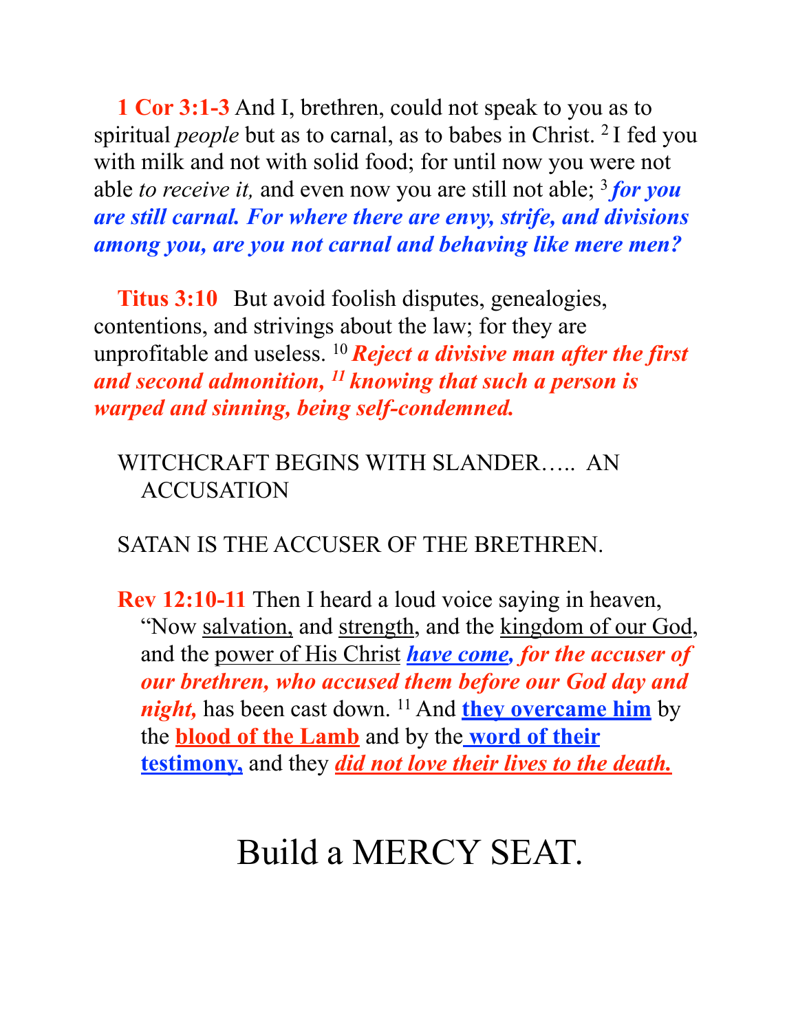**1 Cor 3:1-3** And I, brethren, could not speak to you as to spiritual *people* but as to carnal, as to babes in Christ. [2] I fed you with milk and not with solid food; for until now you were not able *to receive it,* and even now you are still not able; [3] ***for you are still carnal. For where there are envy, strife, and divisions among you, are you not carnal and behaving like mere men?***

**Titus 3:10** But avoid foolish disputes, genealogies, contentions, and strivings about the law; for they are unprofitable and useless. [10] ***Reject a divisive man after the first and second admonition,*** [11] ***knowing that such a person is warped and sinning, being self-condemned.***

WITCHCRAFT BEGINS WITH SLANDER….. AN ACCUSATION

SATAN IS THE ACCUSER OF THE BRETHREN.

**Rev 12:10-11** Then I heard a loud voice saying in heaven, "Now salvation, and strength, and the kingdom of our God, and the power of His Christ ***have come, for the accuser of our brethren, who accused them before our God day and night,*** has been cast down. [11] And **they overcame him** by the **blood of the Lamb** and by the **word of their testimony,** and they ***did not love their lives to the death.***

# Build a MERCY SEAT.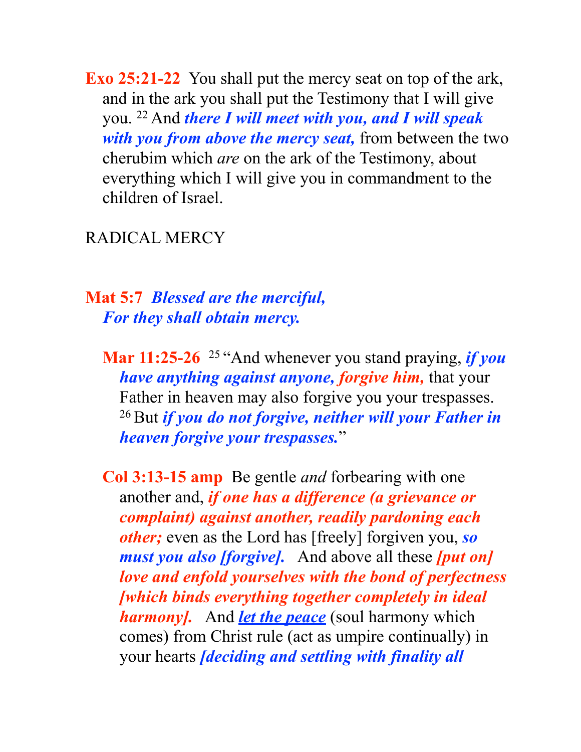**Exo 25:21-22** You shall put the mercy seat on top of the ark, and in the ark you shall put the Testimony that I will give you. 22 And ***there I will meet with you, and I will speak with you from above the mercy seat,*** from between the two cherubim which *are* on the ark of the Testimony, about everything which I will give you in commandment to the children of Israel.

RADICAL MERCY

**Mat 5:7** ***Blessed are the merciful,***
***For they shall obtain mercy.***

**Mar 11:25-26** 25 "And whenever you stand praying, ***if you have anything against anyone, forgive him,*** that your Father in heaven may also forgive you your trespasses. 26 But ***if you do not forgive, neither will your Father in heaven forgive your trespasses.***"

**Col 3:13-15 amp** Be gentle *and* forbearing with one another and, ***if one has a difference (a grievance or complaint) against another, readily pardoning each other;*** even as the Lord has [freely] forgiven you, ***so must you also [forgive].*** And above all these ***[put on] love and enfold yourselves with the bond of perfectness [which binds everything together completely in ideal harmony].*** And ***let the peace*** (soul harmony which comes) from Christ rule (act as umpire continually) in your hearts ***[deciding and settling with finality all***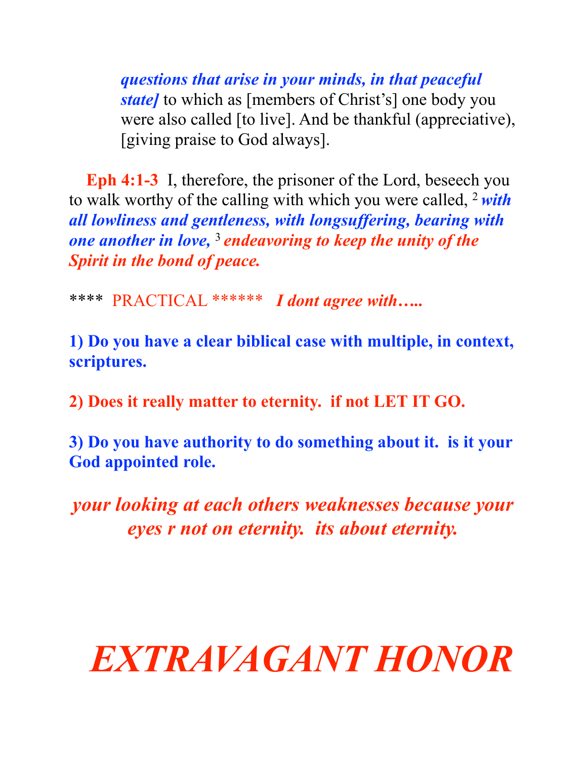*questions that arise in your minds, in that peaceful state]* to which as [members of Christ's] one body you were also called [to live]. And be thankful (appreciative), [giving praise to God always].

**Eph 4:1-3** I, therefore, the prisoner of the Lord, beseech you to walk worthy of the calling with which you were called, [2] ***with all lowliness and gentleness, with longsuffering, bearing with one another in love,*** [3] ***endeavoring to keep the unity of the Spirit in the bond of peace.***

**** PRACTICAL ****** ***I dont agree with…..***

**1) Do you have a clear biblical case with multiple, in context, scriptures.**

**2) Does it really matter to eternity. if not LET IT GO.**

**3) Do you have authority to do something about it. is it your God appointed role.**

***your looking at each others weaknesses because your eyes r not on eternity. its about eternity.***

# *EXTRAVAGANT HONOR*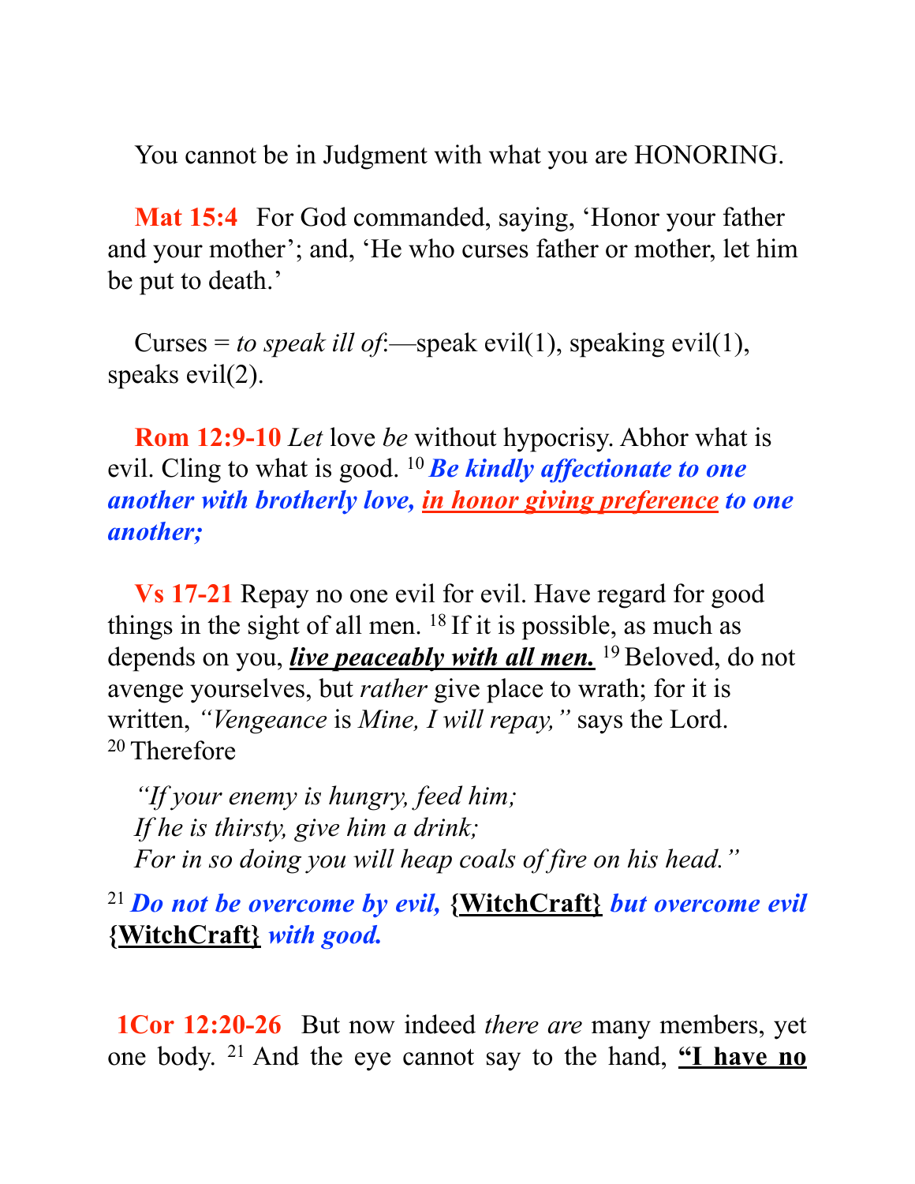You cannot be in Judgment with what you are HONORING.

**Mat 15:4** For God commanded, saying, 'Honor your father and your mother'; and, 'He who curses father or mother, let him be put to death.'

Curses = *to speak ill of*:—speak evil(1), speaking evil(1), speaks evil(2).

**Rom 12:9-10** *Let* love *be* without hypocrisy. Abhor what is evil. Cling to what is good. [10] ***Be kindly affectionate to one another with brotherly love, <u>in honor giving preference</u> to one another;***

**Vs 17-21** Repay no one evil for evil. Have regard for good things in the sight of all men. [18] If it is possible, as much as depends on you, ***<u>live peaceably with all men.</u>*** [19] Beloved, do not avenge yourselves, but *rather* give place to wrath; for it is written, *"Vengeance* is *Mine, I will repay,"* says the Lord. [20] Therefore

*"If your enemy is hungry, feed him;*
*If he is thirsty, give him a drink;*
*For in so doing you will heap coals of fire on his head."*

[21] ***Do not be overcome by evil,*** **{<u>WitchCraft</u>}** ***but overcome evil*** **{<u>WitchCraft</u>}** ***with good.***

**1Cor 12:20-26** But now indeed *there are* many members, yet one body. [21] And the eye cannot say to the hand, **<u>"I have no</u>**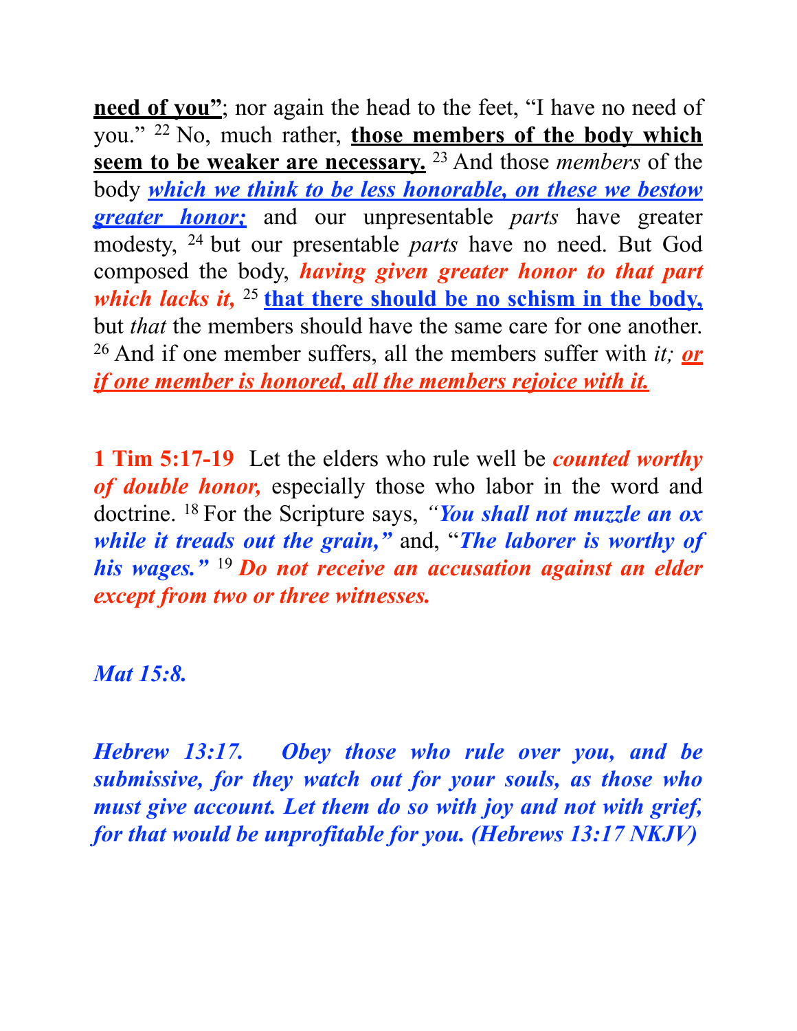**<u>need of you"</u>**; nor again the head to the feet, "I have no need of you." [22] No, much rather, **<u>those members of the body which seem to be weaker are necessary.</u>** [23] And those *members* of the body ***<u>which we think to be less honorable, on these we bestow greater honor;</u>*** and our unpresentable *parts* have greater modesty, [24] but our presentable *parts* have no need. But God composed the body, ***having given greater honor to that part which lacks it,*** [25] **<u>that there should be no schism in the body,</u>** but *that* the members should have the same care for one another. [26] And if one member suffers, all the members suffer with *it;* ***<u>or if one member is honored, all the members rejoice with it.</u>***

**1 Tim 5:17-19** Let the elders who rule well be ***counted worthy of double honor,*** especially those who labor in the word and doctrine. [18] For the Scripture says, ***"You shall not muzzle an ox while it treads out the grain,"*** and, "***The laborer is worthy of his wages."*** [19] ***Do not receive an accusation against an elder except from two or three witnesses.***

***Mat 15:8.***

***Hebrew 13:17. Obey those who rule over you, and be submissive, for they watch out for your souls, as those who must give account. Let them do so with joy and not with grief, for that would be unprofitable for you. (Hebrews 13:17 NKJV)***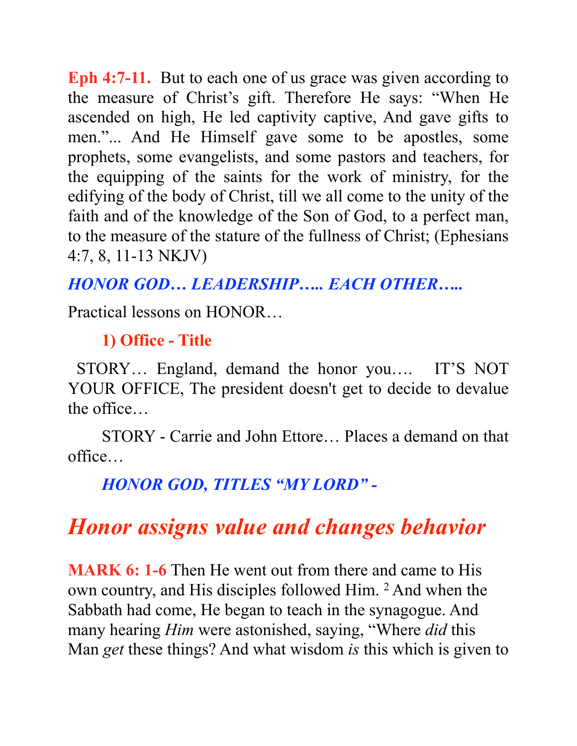**Eph 4:7-11.** But to each one of us grace was given according to the measure of Christ's gift. Therefore He says: "When He ascended on high, He led captivity captive, And gave gifts to men."... And He Himself gave some to be apostles, some prophets, some evangelists, and some pastors and teachers, for the equipping of the saints for the work of ministry, for the edifying of the body of Christ, till we all come to the unity of the faith and of the knowledge of the Son of God, to a perfect man, to the measure of the stature of the fullness of Christ; (Ephesians 4:7, 8, 11-13 NKJV)

***HONOR GOD… LEADERSHIP….. EACH OTHER…..***

Practical lessons on HONOR…

**1) Office - Title**

STORY… England, demand the honor you…. IT'S NOT YOUR OFFICE, The president doesn't get to decide to devalue the office…

STORY - Carrie and John Ettore… Places a demand on that office…

***HONOR GOD, TITLES "MY LORD" -***

## *Honor assigns value and changes behavior*

**MARK 6: 1-6** Then He went out from there and came to His own country, and His disciples followed Him. [2] And when the Sabbath had come, He began to teach in the synagogue. And many hearing *Him* were astonished, saying, "Where *did* this Man *get* these things? And what wisdom *is* this which is given to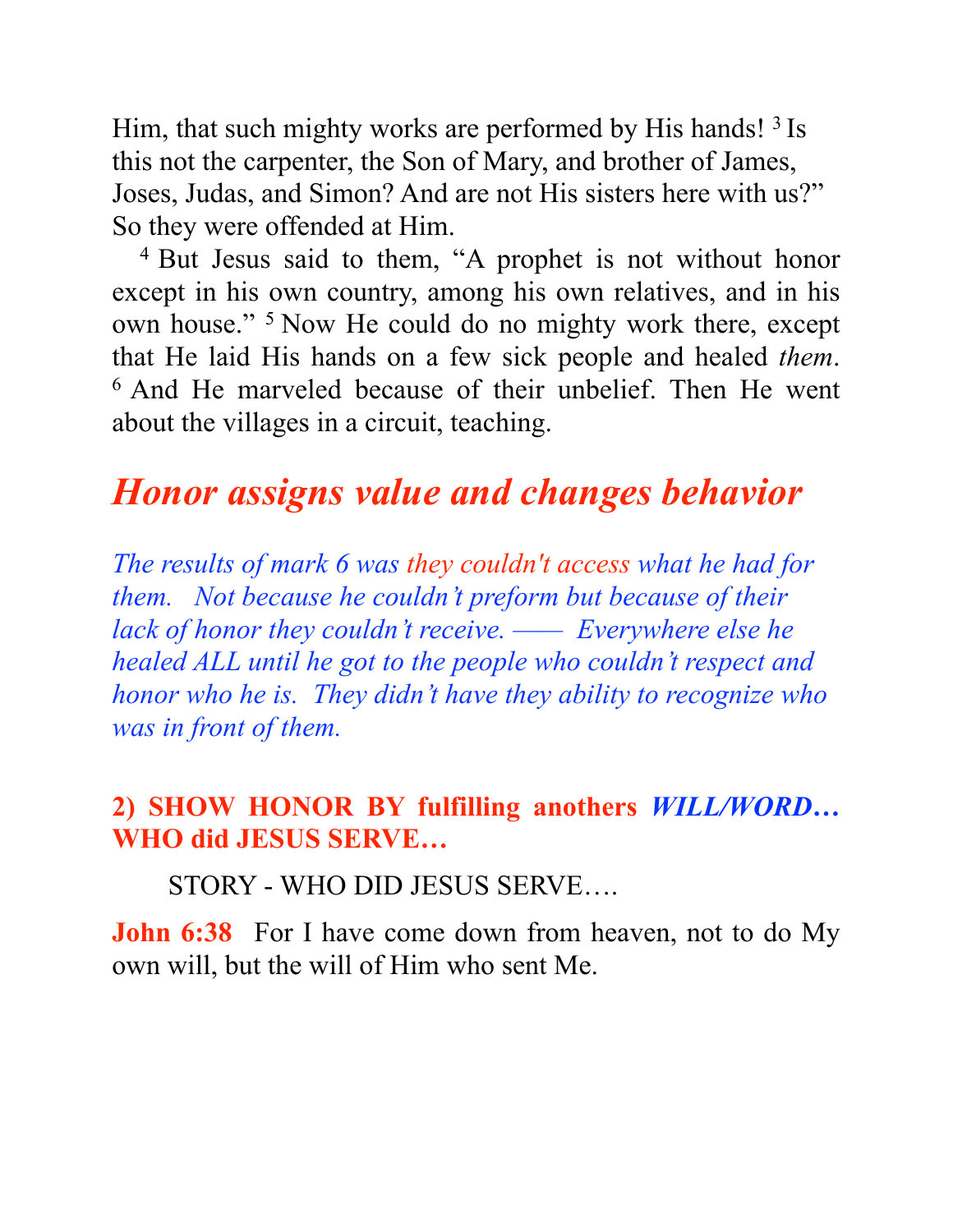Him, that such mighty works are performed by His hands! [3] Is this not the carpenter, the Son of Mary, and brother of James, Joses, Judas, and Simon? And are not His sisters here with us?" So they were offended at Him.

[4] But Jesus said to them, "A prophet is not without honor except in his own country, among his own relatives, and in his own house." [5] Now He could do no mighty work there, except that He laid His hands on a few sick people and healed *them*. [6] And He marveled because of their unbelief. Then He went about the villages in a circuit, teaching.

## *Honor assigns value and changes behavior*

*The results of mark 6 was they couldn't access what he had for them. Not because he couldn't preform but because of their lack of honor they couldn't receive. —— Everywhere else he healed ALL until he got to the people who couldn't respect and honor who he is. They didn't have they ability to recognize who was in front of them.*

**2) SHOW HONOR BY fulfilling anothers *WILL/WORD*… WHO did JESUS SERVE…**

STORY - WHO DID JESUS SERVE….

**John 6:38** For I have come down from heaven, not to do My own will, but the will of Him who sent Me.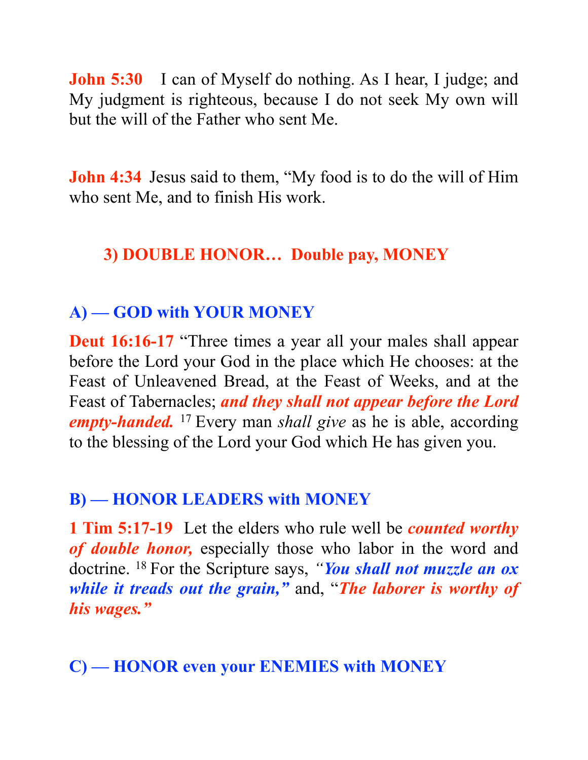**John 5:30** I can of Myself do nothing. As I hear, I judge; and My judgment is righteous, because I do not seek My own will but the will of the Father who sent Me.

**John 4:34** Jesus said to them, "My food is to do the will of Him who sent Me, and to finish His work.

## 3) DOUBLE HONOR… Double pay, MONEY

### A) — GOD with YOUR MONEY

**Deut 16:16-17** "Three times a year all your males shall appear before the Lord your God in the place which He chooses: at the Feast of Unleavened Bread, at the Feast of Weeks, and at the Feast of Tabernacles; ***and they shall not appear before the Lord empty-handed.*** 17 Every man *shall give* as he is able, according to the blessing of the Lord your God which He has given you.

### B) — HONOR LEADERS with MONEY

**1 Tim 5:17-19** Let the elders who rule well be ***counted worthy of double honor,*** especially those who labor in the word and doctrine. 18 For the Scripture says, ***"You shall not muzzle an ox while it treads out the grain,"*** and, "***The laborer is worthy of his wages."***

### C) — HONOR even your ENEMIES with MONEY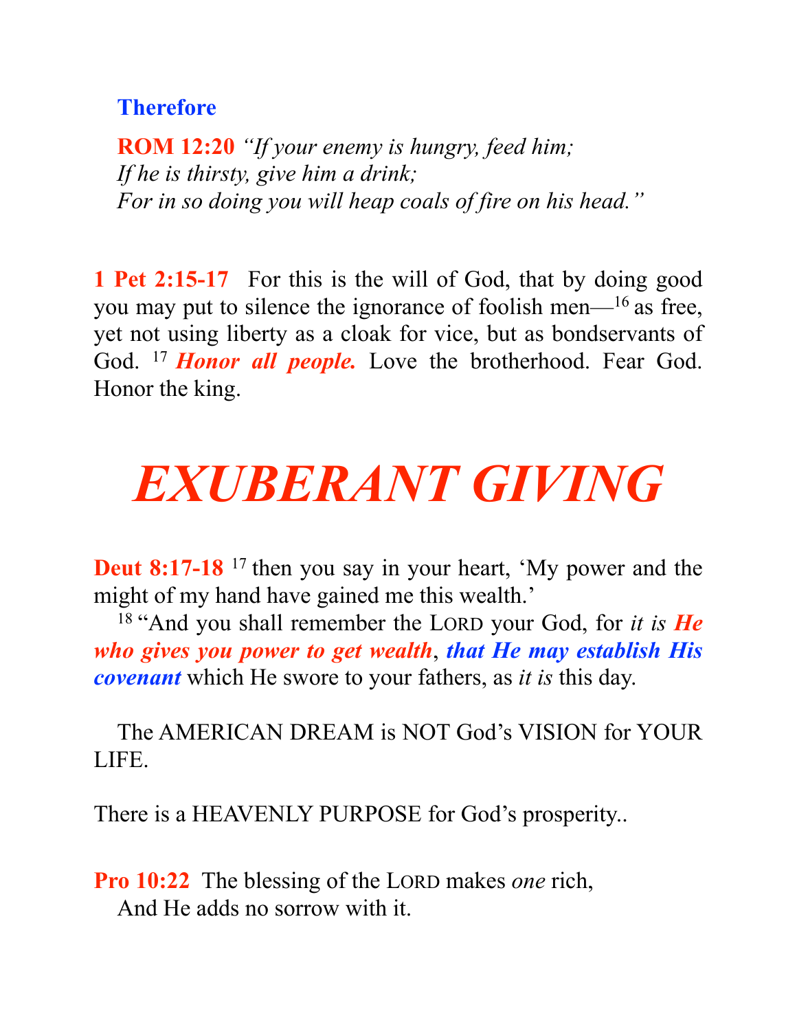**Therefore**

**ROM 12:20** *"If your enemy is hungry, feed him;*
*If he is thirsty, give him a drink;*
*For in so doing you will heap coals of fire on his head."*

**1 Pet 2:15-17** For this is the will of God, that by doing good you may put to silence the ignorance of foolish men—[16] as free, yet not using liberty as a cloak for vice, but as bondservants of God. [17] ***Honor all people.*** Love the brotherhood. Fear God. Honor the king.

# *EXUBERANT GIVING*

**Deut 8:17-18** [17] then you say in your heart, 'My power and the might of my hand have gained me this wealth.'

[18] "And you shall remember the LORD your God, for *it is* ***He who gives you power to get wealth***, ***that He may establish His covenant*** which He swore to your fathers, as *it is* this day.

The AMERICAN DREAM is NOT God's VISION for YOUR LIFE.

There is a HEAVENLY PURPOSE for God's prosperity..

**Pro 10:22** The blessing of the LORD makes *one* rich,
And He adds no sorrow with it.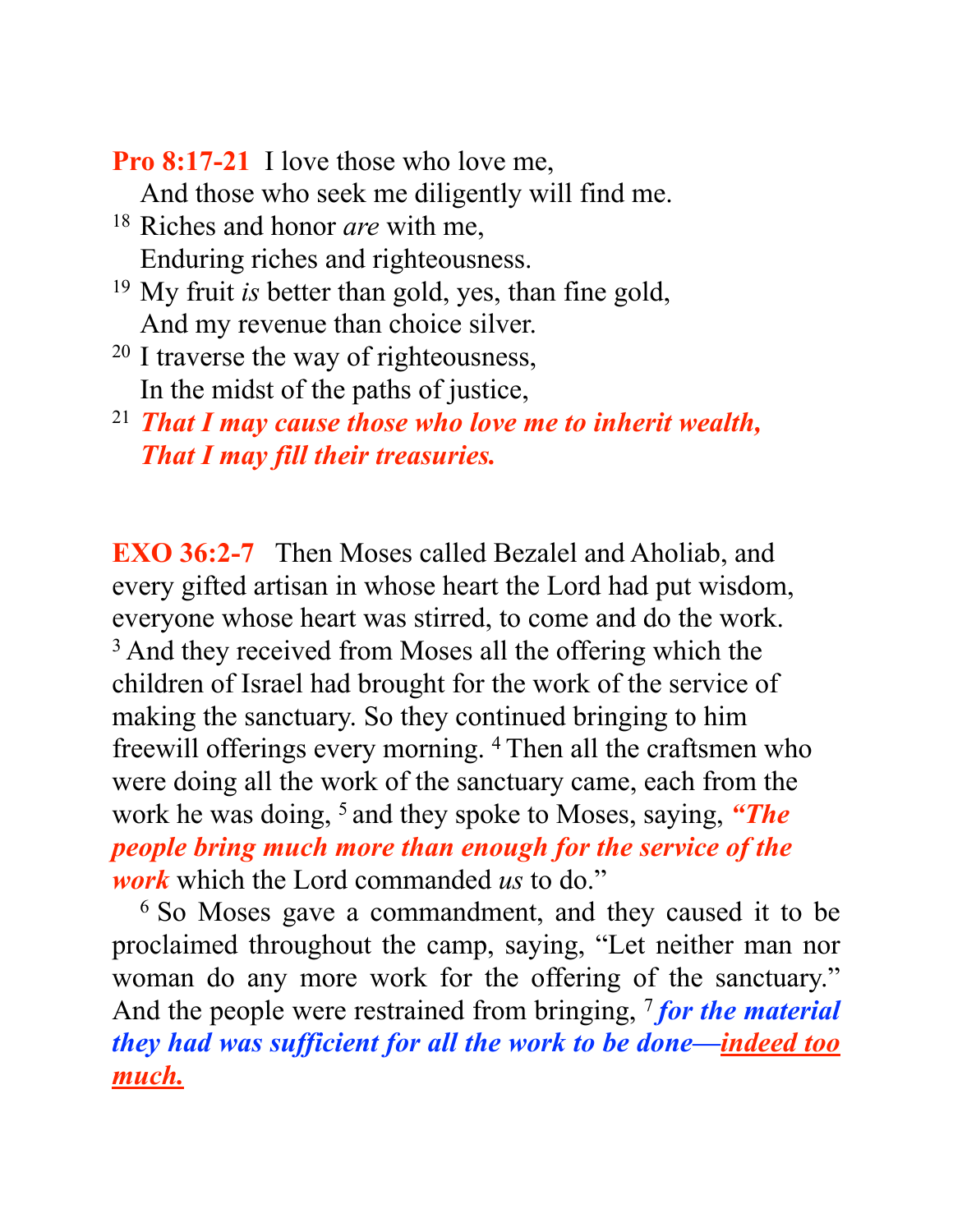**Pro 8:17-21** I love those who love me,
And those who seek me diligently will find me.
[18] Riches and honor *are* with me,
Enduring riches and righteousness.
[19] My fruit *is* better than gold, yes, than fine gold,
And my revenue than choice silver.
[20] I traverse the way of righteousness,
In the midst of the paths of justice,
[21] ***That I may cause those who love me to inherit wealth,***
***That I may fill their treasuries.***

**EXO 36:2-7** Then Moses called Bezalel and Aholiab, and every gifted artisan in whose heart the Lord had put wisdom, everyone whose heart was stirred, to come and do the work. [3] And they received from Moses all the offering which the children of Israel had brought for the work of the service of making the sanctuary. So they continued bringing to him freewill offerings every morning. [4] Then all the craftsmen who were doing all the work of the sanctuary came, each from the work he was doing, [5] and they spoke to Moses, saying, ***"The people bring much more than enough for the service of the work*** which the Lord commanded *us* to do."

[6] So Moses gave a commandment, and they caused it to be proclaimed throughout the camp, saying, "Let neither man nor woman do any more work for the offering of the sanctuary." And the people were restrained from bringing, [7] ***for the material they had was sufficient for all the work to be done—<u>indeed too much.</u>***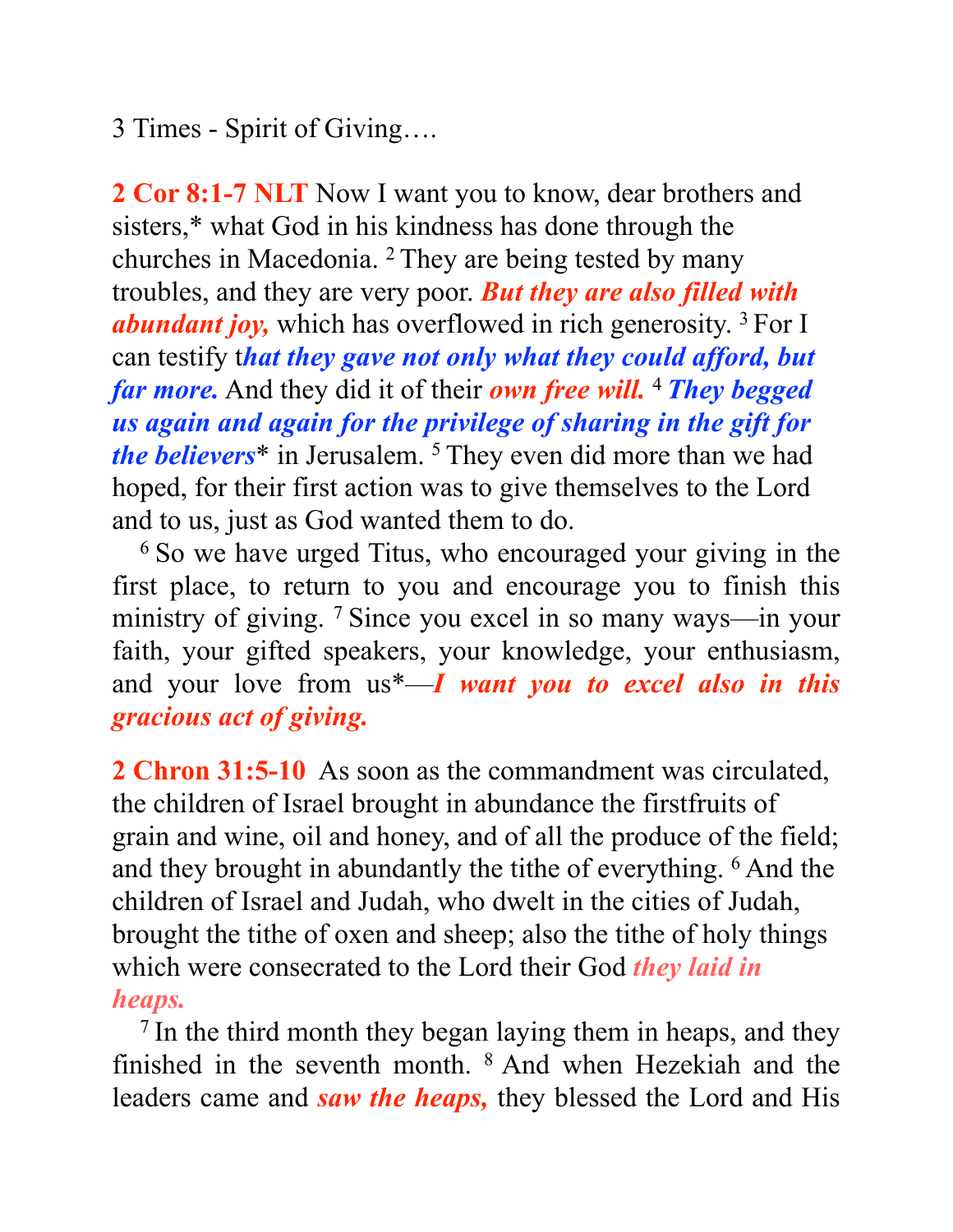3 Times - Spirit of Giving….

**2 Cor 8:1-7 NLT** Now I want you to know, dear brothers and sisters,* what God in his kindness has done through the churches in Macedonia. [2] They are being tested by many troubles, and they are very poor. ***But they are also filled with abundant joy,*** which has overflowed in rich generosity. [3] For I can testify t***hat they gave not only what they could afford, but far more.*** And they did it of their ***own free will.*** [4] ***They begged us again and again for the privilege of sharing in the gift for the believers**** in Jerusalem. [5] They even did more than we had hoped, for their first action was to give themselves to the Lord and to us, just as God wanted them to do.

[6] So we have urged Titus, who encouraged your giving in the first place, to return to you and encourage you to finish this ministry of giving. [7] Since you excel in so many ways—in your faith, your gifted speakers, your knowledge, your enthusiasm, and your love from us*—***I want you to excel also in this gracious act of giving.***

**2 Chron 31:5-10** As soon as the commandment was circulated, the children of Israel brought in abundance the firstfruits of grain and wine, oil and honey, and of all the produce of the field; and they brought in abundantly the tithe of everything. [6] And the children of Israel and Judah, who dwelt in the cities of Judah, brought the tithe of oxen and sheep; also the tithe of holy things which were consecrated to the Lord their God ***they laid in heaps.***

[7] In the third month they began laying them in heaps, and they finished in the seventh month. [8] And when Hezekiah and the leaders came and ***saw the heaps,*** they blessed the Lord and His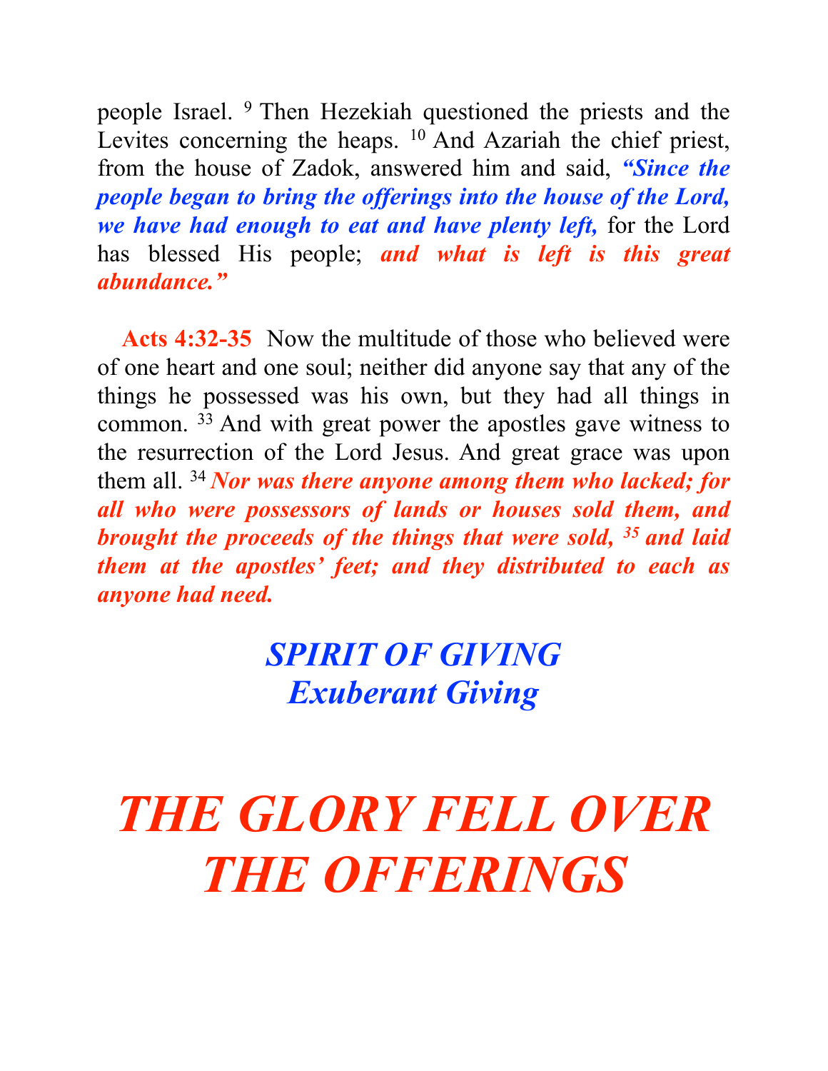people Israel. [9] Then Hezekiah questioned the priests and the Levites concerning the heaps. [10] And Azariah the chief priest, from the house of Zadok, answered him and said, ***"Since the people began to bring the offerings into the house of the Lord, we have had enough to eat and have plenty left,*** for the Lord has blessed His people; ***and what is left is this great abundance."***

**Acts 4:32-35** Now the multitude of those who believed were of one heart and one soul; neither did anyone say that any of the things he possessed was his own, but they had all things in common. [33] And with great power the apostles gave witness to the resurrection of the Lord Jesus. And great grace was upon them all. [34] ***Nor was there anyone among them who lacked; for all who were possessors of lands or houses sold them, and brought the proceeds of the things that were sold, [35] and laid them at the apostles' feet; and they distributed to each as anyone had need.***

## *SPIRIT OF GIVING*
## *Exuberant Giving*

# *THE GLORY FELL OVER THE OFFERINGS*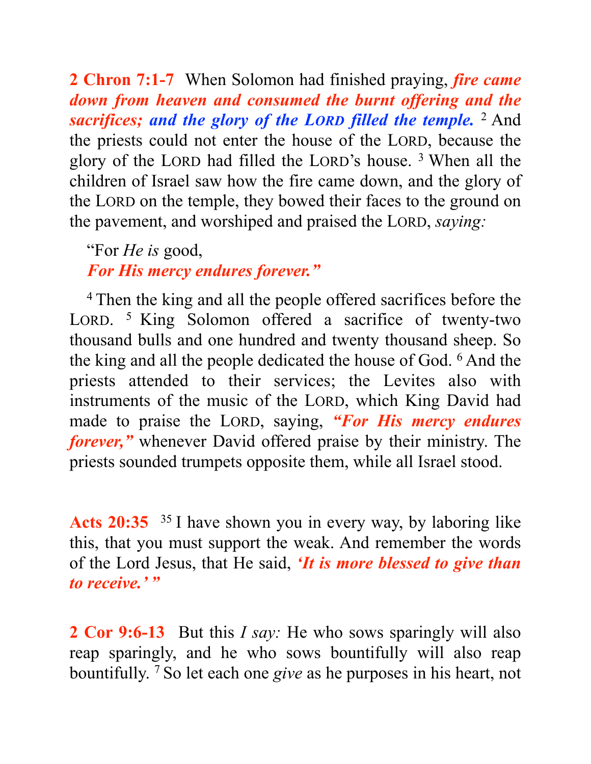**2 Chron 7:1-7** When Solomon had finished praying, ***fire came down from heaven and consumed the burnt offering and the sacrifices; and the glory of the LORD filled the temple.*** [2] And the priests could not enter the house of the LORD, because the glory of the LORD had filled the LORD's house. [3] When all the children of Israel saw how the fire came down, and the glory of the LORD on the temple, they bowed their faces to the ground on the pavement, and worshiped and praised the LORD, *saying:*

> "For *He is* good,
> ***For His mercy endures forever."***

[4] Then the king and all the people offered sacrifices before the LORD. [5] King Solomon offered a sacrifice of twenty-two thousand bulls and one hundred and twenty thousand sheep. So the king and all the people dedicated the house of God. [6] And the priests attended to their services; the Levites also with instruments of the music of the LORD, which King David had made to praise the LORD, saying, ***"For His mercy endures forever,"*** whenever David offered praise by their ministry. The priests sounded trumpets opposite them, while all Israel stood.

**Acts 20:35** [35] I have shown you in every way, by laboring like this, that you must support the weak. And remember the words of the Lord Jesus, that He said, ***'It is more blessed to give than to receive.' "***

**2 Cor 9:6-13** But this *I say:* He who sows sparingly will also reap sparingly, and he who sows bountifully will also reap bountifully. [7] So let each one *give* as he purposes in his heart, not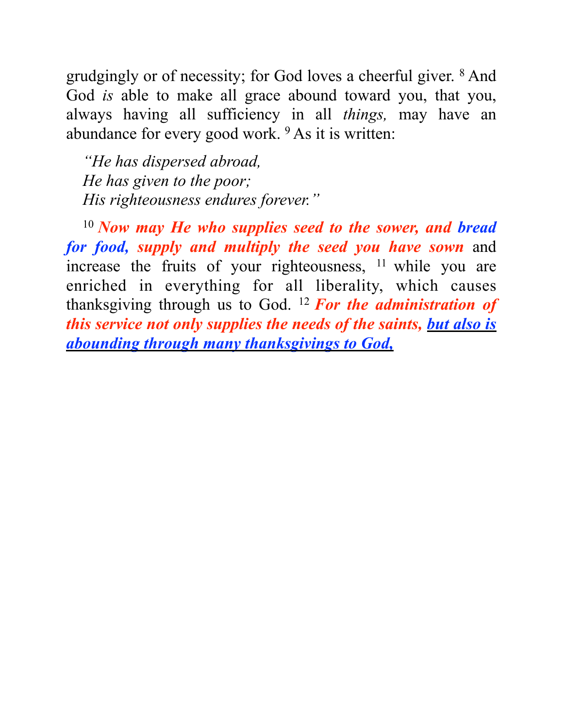grudgingly or of necessity; for God loves a cheerful giver. [8] And God *is* able to make all grace abound toward you, that you, always having all sufficiency in all *things,* may have an abundance for every good work. [9] As it is written:

> *"He has dispersed abroad,*
> *He has given to the poor;*
> *His righteousness endures forever."*

[10] ***Now may He who supplies seed to the sower, and bread for food, supply and multiply the seed you have sown*** and increase the fruits of your righteousness, [11] while you are enriched in everything for all liberality, which causes thanksgiving through us to God. [12] ***For the administration of this service not only supplies the needs of the saints, but also is abounding through many thanksgivings to God,***